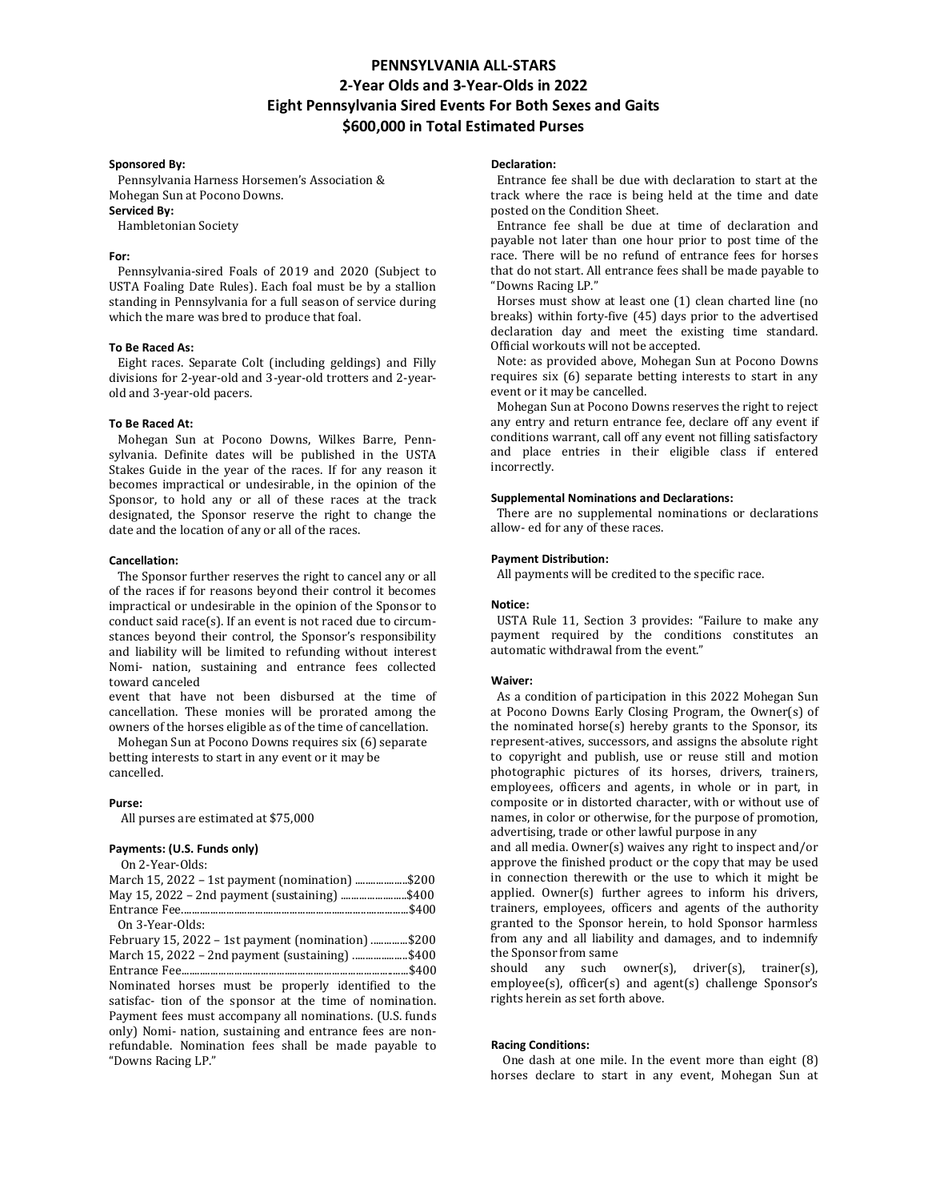# PENNSYLVANIA ALL-STARS
## 2-Year Olds and 3-Year-Olds in 2022
## Eight Pennsylvania Sired Events For Both Sexes and Gaits
## $600,000 in Total Estimated Purses

**Sponsored By:**
Pennsylvania Harness Horsemen's Association & Mohegan Sun at Pocono Downs.

**Serviced By:**
Hambletonian Society

**For:**
Pennsylvania-sired Foals of 2019 and 2020 (Subject to USTA Foaling Date Rules). Each foal must be by a stallion standing in Pennsylvania for a full season of service during which the mare was bred to produce that foal.

**To Be Raced As:**
Eight races. Separate Colt (including geldings) and Filly divisions for 2-year-old and 3-year-old trotters and 2-year-old and 3-year-old pacers.

**To Be Raced At:**
Mohegan Sun at Pocono Downs, Wilkes Barre, Pennsylvania. Definite dates will be published in the USTA Stakes Guide in the year of the races. If for any reason it becomes impractical or undesirable, in the opinion of the Sponsor, to hold any or all of these races at the track designated, the Sponsor reserve the right to change the date and the location of any or all of the races.

**Cancellation:**
The Sponsor further reserves the right to cancel any or all of the races if for reasons beyond their control it becomes impractical or undesirable in the opinion of the Sponsor to conduct said race(s). If an event is not raced due to circumstances beyond their control, the Sponsor's responsibility and liability will be limited to refunding without interest Nomination, sustaining and entrance fees collected toward canceled event that have not been disbursed at the time of cancellation. These monies will be prorated among the owners of the horses eligible as of the time of cancellation.

Mohegan Sun at Pocono Downs requires six (6) separate betting interests to start in any event or it may be cancelled.

**Purse:**
All purses are estimated at $75,000

**Payments: (U.S. Funds only)**

On 2-Year-Olds:
March 15, 2022 – 1st payment (nomination) .................... $200
May 15, 2022 – 2nd payment (sustaining) ......................... $400
Entrance Fee ..................................................................... $400

On 3-Year-Olds:
February 15, 2022 – 1st payment (nomination) .............. $200
March 15, 2022 – 2nd payment (sustaining) ..................... $400
Entrance Fee ..................................................................... $400

Nominated horses must be properly identified to the satisfaction of the sponsor at the time of nomination. Payment fees must accompany all nominations. (U.S. funds only) Nomination, sustaining and entrance fees are non-refundable. Nomination fees shall be made payable to "Downs Racing LP."

**Declaration:**
Entrance fee shall be due with declaration to start at the track where the race is being held at the time and date posted on the Condition Sheet.

Entrance fee shall be due at time of declaration and payable not later than one hour prior to post time of the race. There will be no refund of entrance fees for horses that do not start. All entrance fees shall be made payable to "Downs Racing LP."

Horses must show at least one (1) clean charted line (no breaks) within forty-five (45) days prior to the advertised declaration day and meet the existing time standard. Official workouts will not be accepted.

Note: as provided above, Mohegan Sun at Pocono Downs requires six (6) separate betting interests to start in any event or it may be cancelled.

Mohegan Sun at Pocono Downs reserves the right to reject any entry and return entrance fee, declare off any event if conditions warrant, call off any event not filling satisfactory and place entries in their eligible class if entered incorrectly.

**Supplemental Nominations and Declarations:**
There are no supplemental nominations or declarations allowed for any of these races.

**Payment Distribution:**
All payments will be credited to the specific race.

**Notice:**
USTA Rule 11, Section 3 provides: "Failure to make any payment required by the conditions constitutes an automatic withdrawal from the event."

**Waiver:**
As a condition of participation in this 2022 Mohegan Sun at Pocono Downs Early Closing Program, the Owner(s) of the nominated horse(s) hereby grants to the Sponsor, its representatives, successors, and assigns the absolute right to copyright and publish, use or reuse still and motion photographic pictures of its horses, drivers, trainers, employees, officers and agents, in whole or in part, in composite or in distorted character, with or without use of names, in color or otherwise, for the purpose of promotion, advertising, trade or other lawful purpose in any and all media. Owner(s) waives any right to inspect and/or approve the finished product or the copy that may be used in connection therewith or the use to which it might be applied. Owner(s) further agrees to inform his drivers, trainers, employees, officers and agents of the authority granted to the Sponsor herein, to hold Sponsor harmless from any and all liability and damages, and to indemnify the Sponsor from same should any such owner(s), driver(s), trainer(s), employee(s), officer(s) and agent(s) challenge Sponsor's rights herein as set forth above.

**Racing Conditions:**
One dash at one mile. In the event more than eight (8) horses declare to start in any event, Mohegan Sun at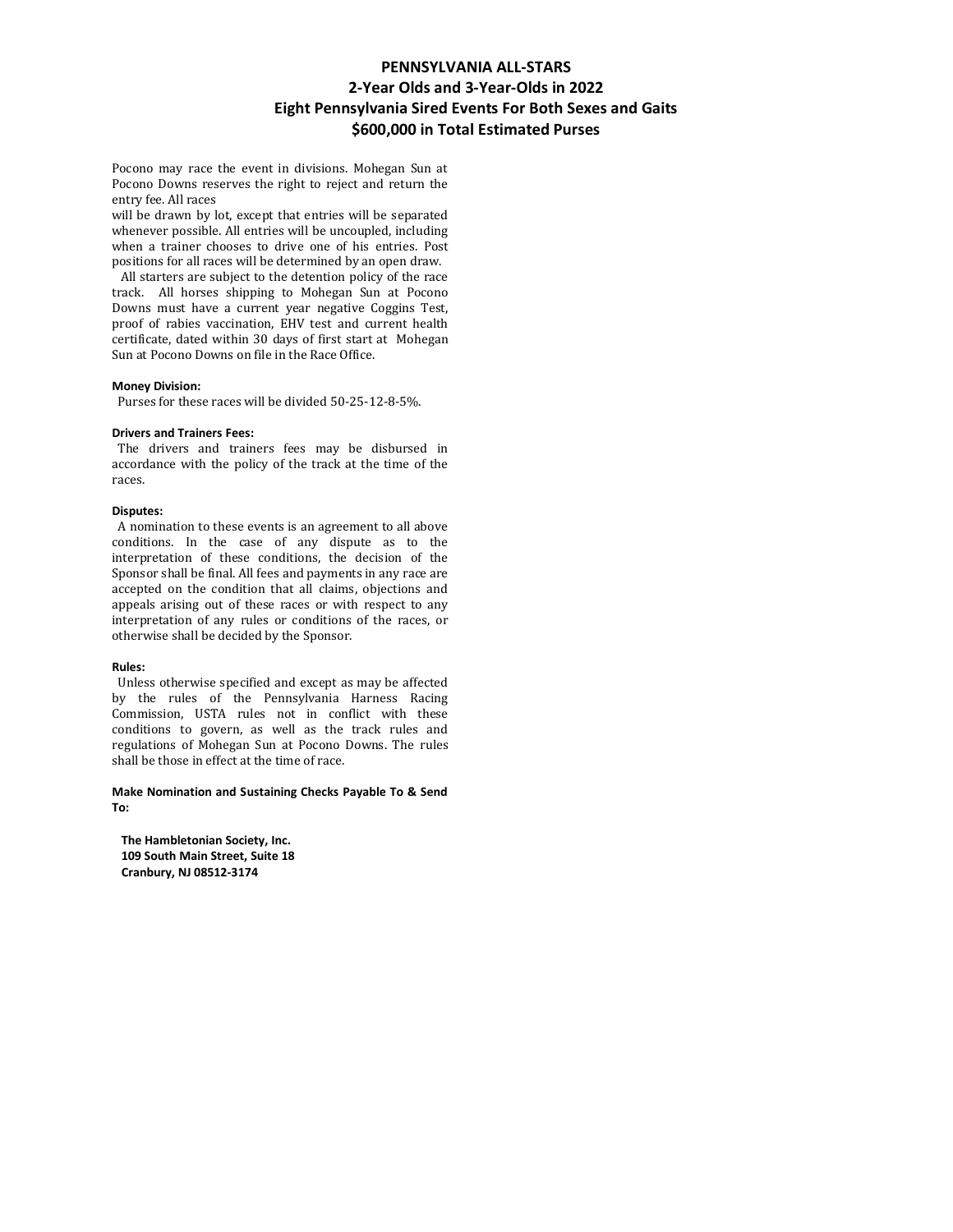# PENNSYLVANIA ALL-STARS
## 2-Year Olds and 3-Year-Olds in 2022
## Eight Pennsylvania Sired Events For Both Sexes and Gaits
## $600,000 in Total Estimated Purses

Pocono may race the event in divisions. Mohegan Sun at Pocono Downs reserves the right to reject and return the entry fee. All races will be drawn by lot, except that entries will be separated whenever possible. All entries will be uncoupled, including when a trainer chooses to drive one of his entries. Post positions for all races will be determined by an open draw.

All starters are subject to the detention policy of the race track. All horses shipping to Mohegan Sun at Pocono Downs must have a current year negative Coggins Test, proof of rabies vaccination, EHV test and current health certificate, dated within 30 days of first start at Mohegan Sun at Pocono Downs on file in the Race Office.

**Money Division:**

Purses for these races will be divided 50-25-12-8-5%.

**Drivers and Trainers Fees:**

The drivers and trainers fees may be disbursed in accordance with the policy of the track at the time of the races.

**Disputes:**

A nomination to these events is an agreement to all above conditions. In the case of any dispute as to the interpretation of these conditions, the decision of the Sponsor shall be final. All fees and payments in any race are accepted on the condition that all claims, objections and appeals arising out of these races or with respect to any interpretation of any rules or conditions of the races, or otherwise shall be decided by the Sponsor.

**Rules:**

Unless otherwise specified and except as may be affected by the rules of the Pennsylvania Harness Racing Commission, USTA rules not in conflict with these conditions to govern, as well as the track rules and regulations of Mohegan Sun at Pocono Downs. The rules shall be those in effect at the time of race.

**Make Nomination and Sustaining Checks Payable To & Send To:**

**The Hambletonian Society, Inc.**
**109 South Main Street, Suite 18**
**Cranbury, NJ 08512-3174**